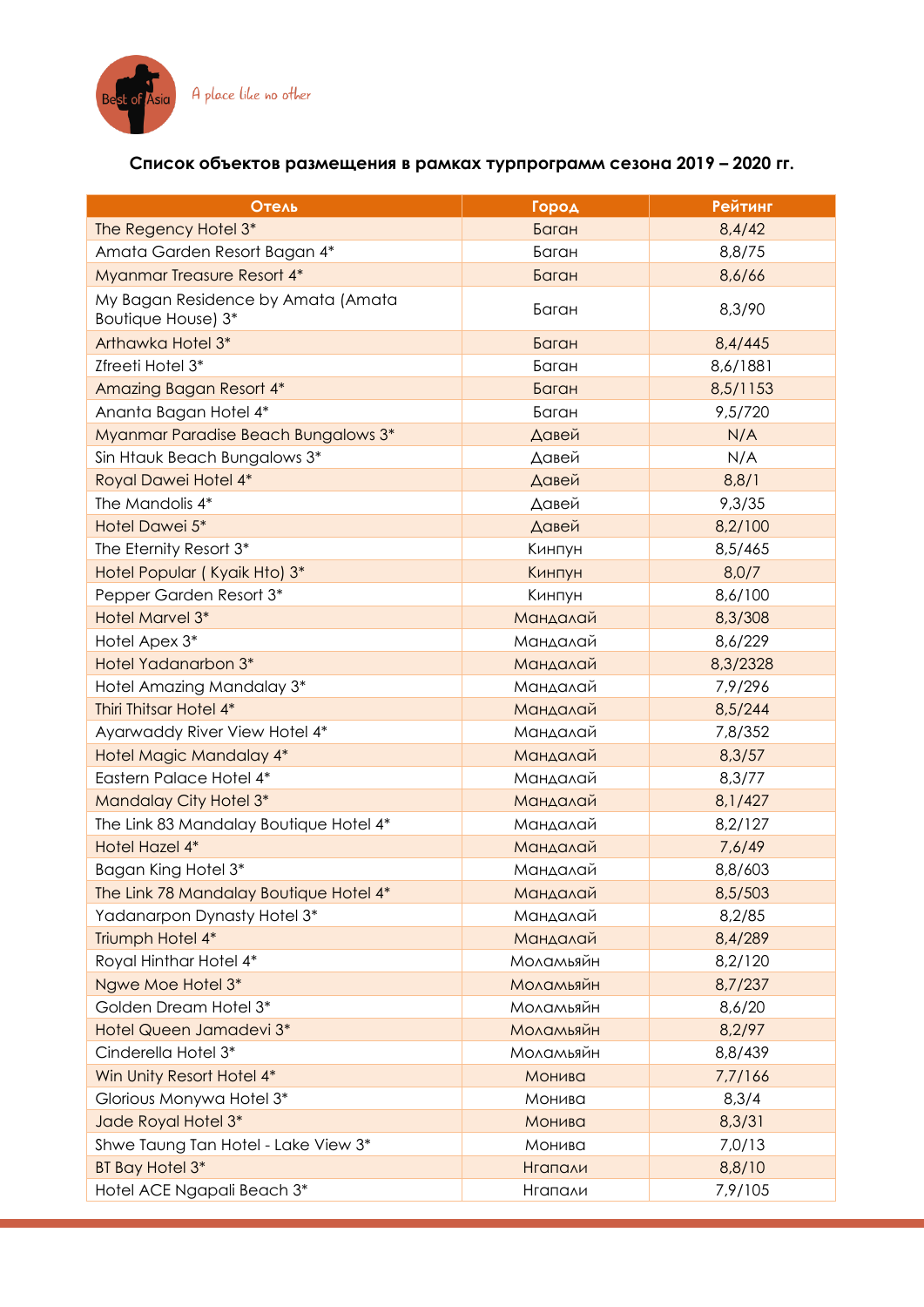Best of Asia

A place like no other

**Список объектов размещения в рамках турпрограмм сезона 2019 – 2020 гг.**

| Отель | Город | Рейтинг |
| --- | --- | --- |
| The Regency Hotel 3* | Баган | 8,4/42 |
| Amata Garden Resort Bagan 4* | Баган | 8,8/75 |
| Myanmar Treasure Resort 4* | Баган | 8,6/66 |
| My Bagan Residence by Amata (Amata Boutique House) 3* | Баган | 8,3/90 |
| Arthawka Hotel 3* | Баган | 8,4/445 |
| Zfreeti Hotel 3* | Баган | 8,6/1881 |
| Amazing Bagan Resort 4* | Баган | 8,5/1153 |
| Ananta Bagan Hotel 4* | Баган | 9,5/720 |
| Myanmar Paradise Beach Bungalows 3* | Давей | N/A |
| Sin Htauk Beach Bungalows 3* | Давей | N/A |
| Royal Dawei Hotel 4* | Давей | 8,8/1 |
| The Mandolis 4* | Давей | 9,3/35 |
| Hotel Dawei 5* | Давей | 8,2/100 |
| The Eternity Resort 3* | Кинпун | 8,5/465 |
| Hotel Popular ( Kyaik Hto) 3* | Кинпун | 8,0/7 |
| Pepper Garden Resort 3* | Кинпун | 8,6/100 |
| Hotel Marvel 3* | Мандалай | 8,3/308 |
| Hotel Apex 3* | Мандалай | 8,6/229 |
| Hotel Yadanarbon 3* | Мандалай | 8,3/2328 |
| Hotel Amazing Mandalay 3* | Мандалай | 7,9/296 |
| Thiri Thitsar Hotel 4* | Мандалай | 8,5/244 |
| Ayarwaddy River View Hotel 4* | Мандалай | 7,8/352 |
| Hotel Magic Mandalay 4* | Мандалай | 8,3/57 |
| Eastern Palace Hotel 4* | Мандалай | 8,3/77 |
| Mandalay City Hotel 3* | Мандалай | 8,1/427 |
| The Link 83 Mandalay Boutique Hotel 4* | Мандалай | 8,2/127 |
| Hotel Hazel 4* | Мандалай | 7,6/49 |
| Bagan King Hotel 3* | Мандалай | 8,8/603 |
| The Link 78 Mandalay Boutique Hotel 4* | Мандалай | 8,5/503 |
| Yadanarpon Dynasty Hotel 3* | Мандалай | 8,2/85 |
| Triumph Hotel 4* | Мандалай | 8,4/289 |
| Royal Hinthar Hotel 4* | Моламьяйн | 8,2/120 |
| Ngwe Moe Hotel 3* | Моламьяйн | 8,7/237 |
| Golden Dream Hotel 3* | Моламьяйн | 8,6/20 |
| Hotel Queen Jamadevi 3* | Моламьяйн | 8,2/97 |
| Cinderella Hotel 3* | Моламьяйн | 8,8/439 |
| Win Unity Resort Hotel 4* | Монива | 7,7/166 |
| Glorious Monywa Hotel 3* | Монива | 8,3/4 |
| Jade Royal Hotel 3* | Монива | 8,3/31 |
| Shwe Taung Tan Hotel - Lake View 3* | Монива | 7,0/13 |
| BT Bay Hotel 3* | Нгапали | 8,8/10 |
| Hotel ACE Ngapali Beach 3* | Нгапали | 7,9/105 |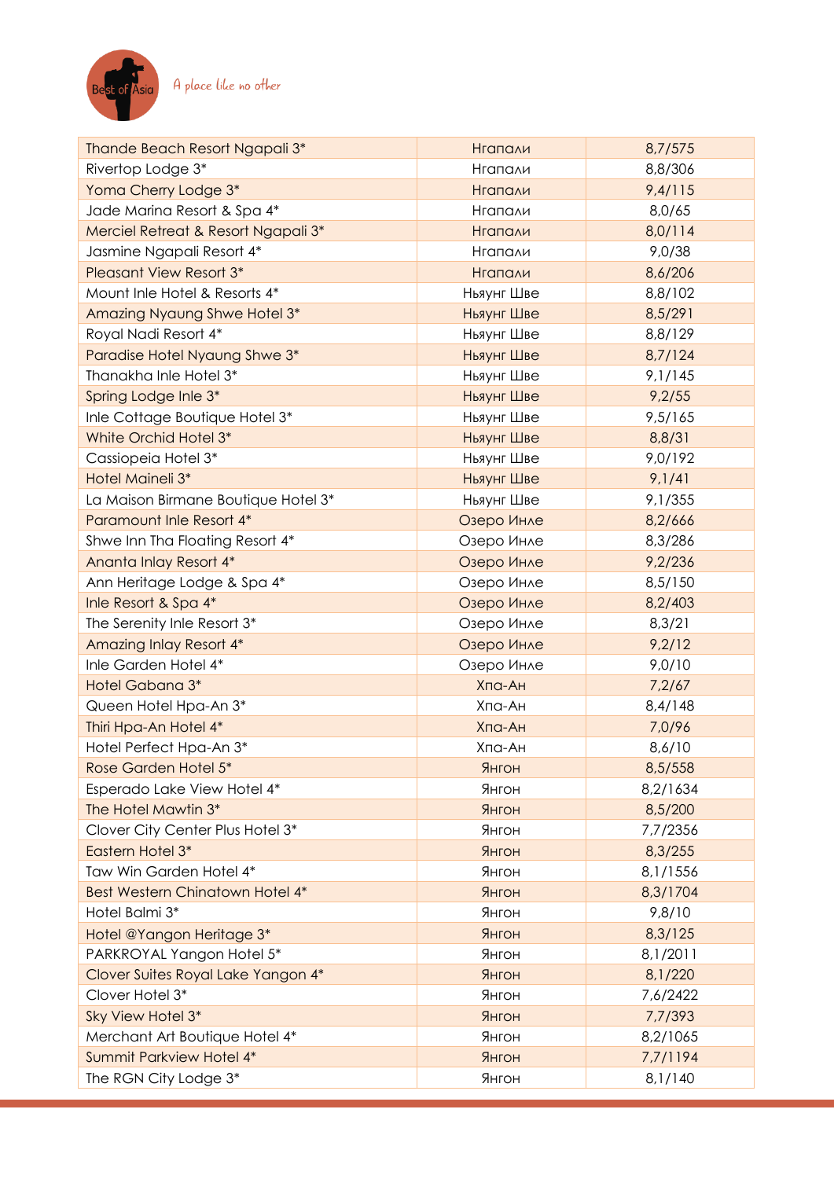| Thande Beach Resort Ngapali 3* | Нгапали | 8,7/575 |
| --- | --- | --- |
| Rivertop Lodge 3* | Нгапали | 8,8/306 |
| Yoma Cherry Lodge 3* | Нгапали | 9,4/115 |
| Jade Marina Resort & Spa 4* | Нгапали | 8,0/65 |
| Merciel Retreat & Resort Ngapali 3* | Нгапали | 8,0/114 |
| Jasmine Ngapali Resort 4* | Нгапали | 9,0/38 |
| Pleasant View Resort 3* | Нгапали | 8,6/206 |
| Mount Inle Hotel & Resorts 4* | Ньяунг Шве | 8,8/102 |
| Amazing Nyaung Shwe Hotel 3* | Ньяунг Шве | 8,5/291 |
| Royal Nadi Resort 4* | Ньяунг Шве | 8,8/129 |
| Paradise Hotel Nyaung Shwe 3* | Ньяунг Шве | 8,7/124 |
| Thanakha Inle Hotel 3* | Ньяунг Шве | 9,1/145 |
| Spring Lodge Inle 3* | Ньяунг Шве | 9,2/55 |
| Inle Cottage Boutique Hotel 3* | Ньяунг Шве | 9,5/165 |
| White Orchid Hotel 3* | Ньяунг Шве | 8,8/31 |
| Cassiopeia Hotel 3* | Ньяунг Шве | 9,0/192 |
| Hotel Maineli 3* | Ньяунг Шве | 9,1/41 |
| La Maison Birmane Boutique Hotel 3* | Ньяунг Шве | 9,1/355 |
| Paramount Inle Resort 4* | Озеро Инле | 8,2/666 |
| Shwe Inn Tha Floating Resort 4* | Озеро Инле | 8,3/286 |
| Ananta Inlay Resort 4* | Озеро Инле | 9,2/236 |
| Ann Heritage Lodge & Spa 4* | Озеро Инле | 8,5/150 |
| Inle Resort & Spa 4* | Озеро Инле | 8,2/403 |
| The Serenity Inle Resort 3* | Озеро Инле | 8,3/21 |
| Amazing Inlay Resort 4* | Озеро Инле | 9,2/12 |
| Inle Garden Hotel 4* | Озеро Инле | 9,0/10 |
| Hotel Gabana 3* | Хпа-Ан | 7,2/67 |
| Queen Hotel Hpa-An 3* | Хпа-Ан | 8,4/148 |
| Thiri Hpa-An Hotel 4* | Хпа-Ан | 7,0/96 |
| Hotel Perfect Hpa-An 3* | Хпа-Ан | 8,6/10 |
| Rose Garden Hotel 5* | Янгон | 8,5/558 |
| Esperado Lake View Hotel 4* | Янгон | 8,2/1634 |
| The Hotel Mawtin 3* | Янгон | 8,5/200 |
| Clover City Center Plus Hotel 3* | Янгон | 7,7/2356 |
| Eastern Hotel 3* | Янгон | 8,3/255 |
| Taw Win Garden Hotel 4* | Янгон | 8,1/1556 |
| Best Western Chinatown Hotel 4* | Янгон | 8,3/1704 |
| Hotel Balmi 3* | Янгон | 9,8/10 |
| Hotel @Yangon Heritage 3* | Янгон | 8,3/125 |
| PARKROYAL Yangon Hotel 5* | Янгон | 8,1/2011 |
| Clover Suites Royal Lake Yangon 4* | Янгон | 8,1/220 |
| Clover Hotel 3* | Янгон | 7,6/2422 |
| Sky View Hotel 3* | Янгон | 7,7/393 |
| Merchant Art Boutique Hotel 4* | Янгон | 8,2/1065 |
| Summit Parkview Hotel 4* | Янгон | 7,7/1194 |
| The RGN City Lodge 3* | Янгон | 8,1/140 |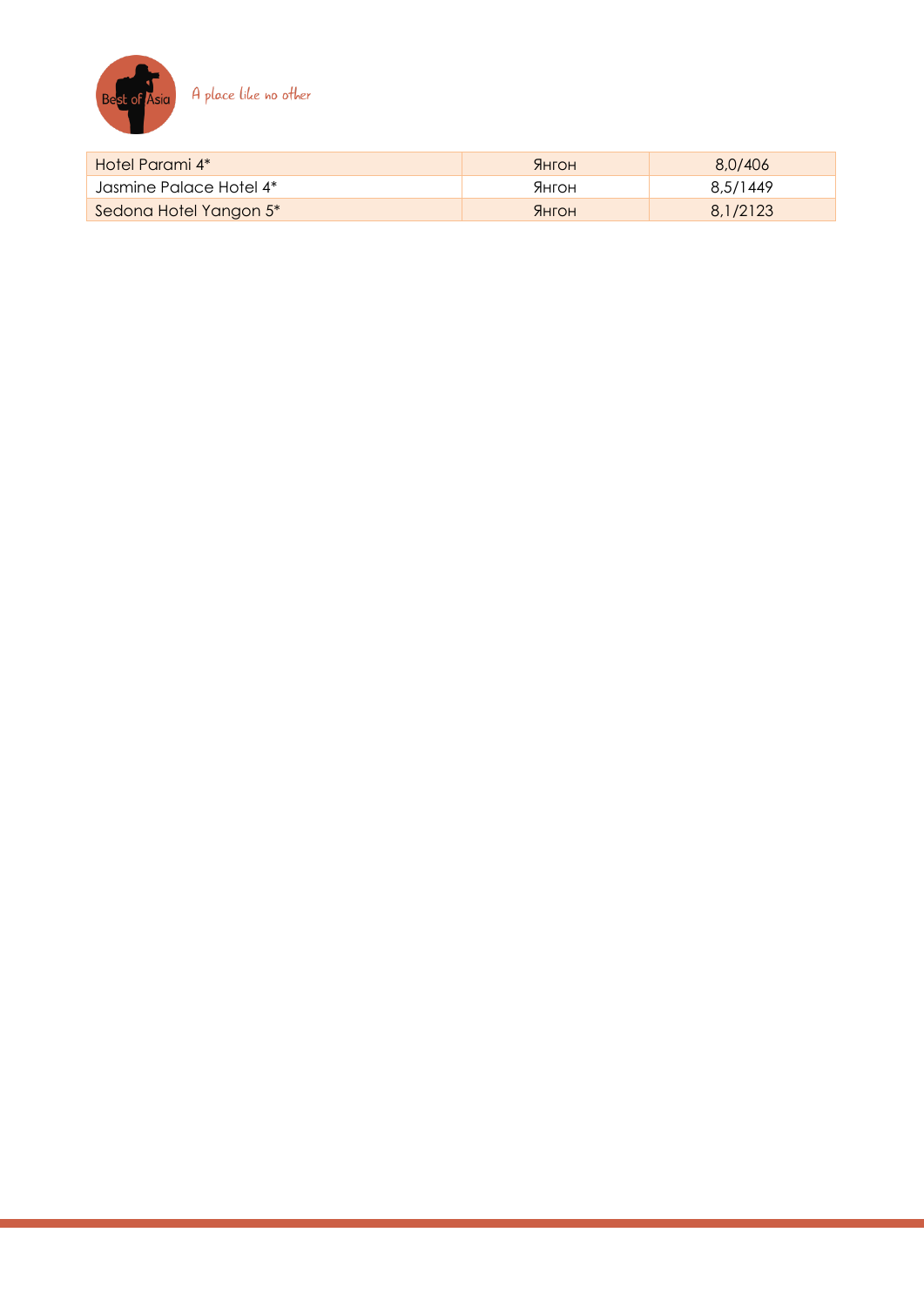| | | |
|---|---|---|
| Hotel Parami 4* | Янгон | 8,0/406 |
| Jasmine Palace Hotel 4* | Янгон | 8,5/1449 |
| Sedona Hotel Yangon 5* | Янгон | 8,1/2123 |